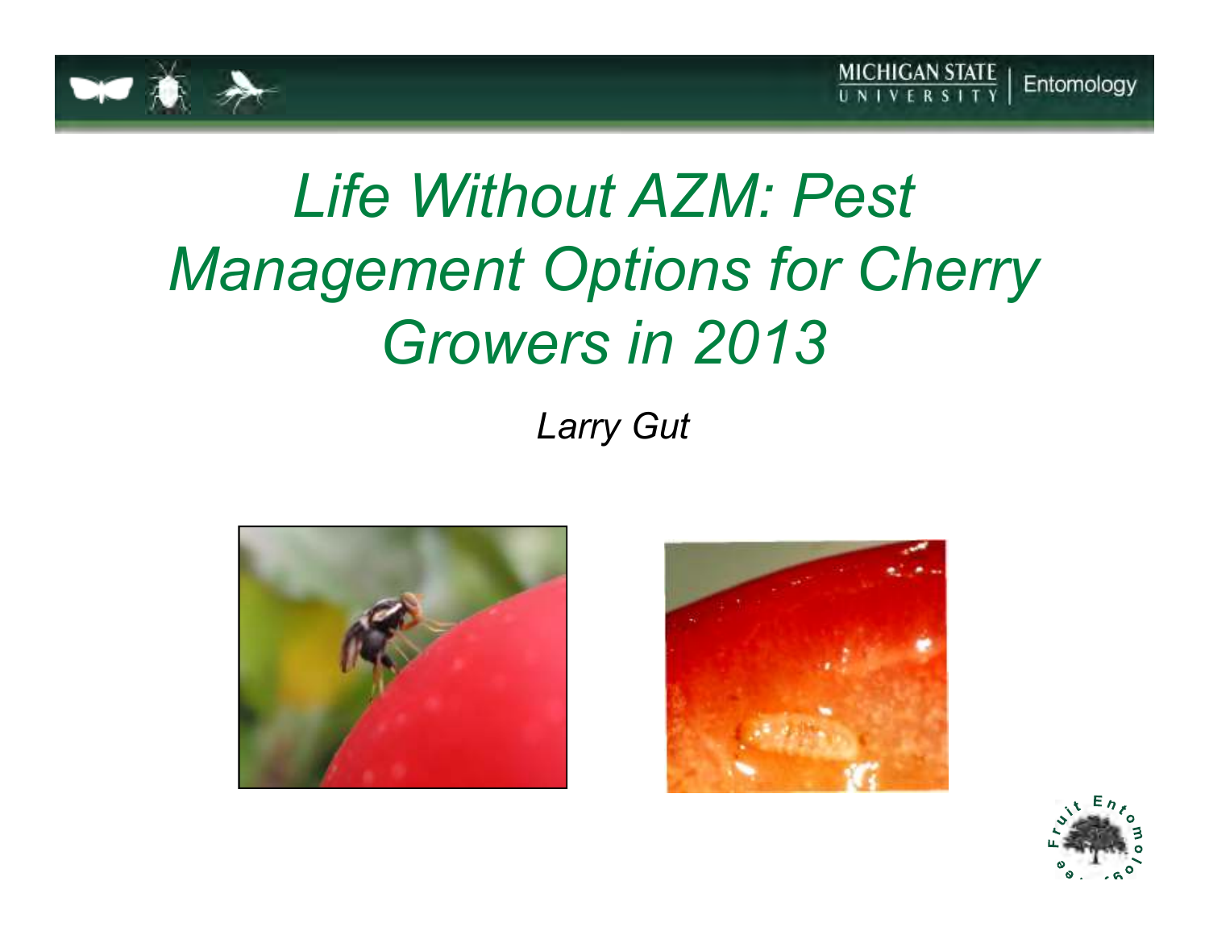# Life Without AZM: Pest Management Options for Cherry Growers in 2013

*Larry Gut*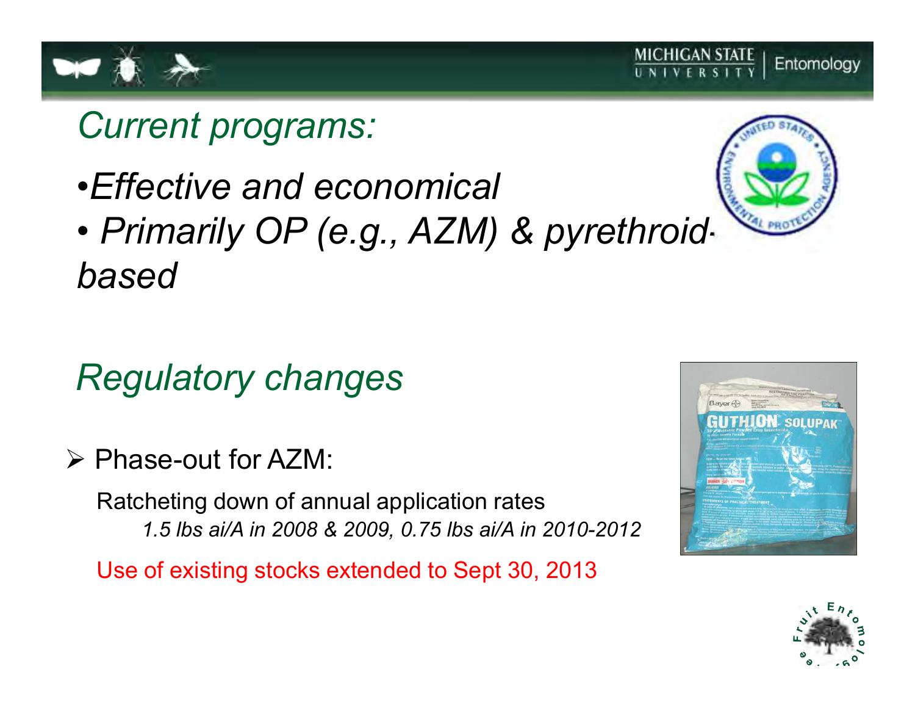## *Current programs:*

- *Effective and economical*
- *Primarily OP (e.g., AZM) & pyrethroid-based*

## *Regulatory changes*

- Phase-out for AZM:

  Ratcheting down of annual application rates

  *1.5 lbs ai/A in 2008 & 2009, 0.75 lbs ai/A in 2010-2012*

  Use of existing stocks extended to Sept 30, 2013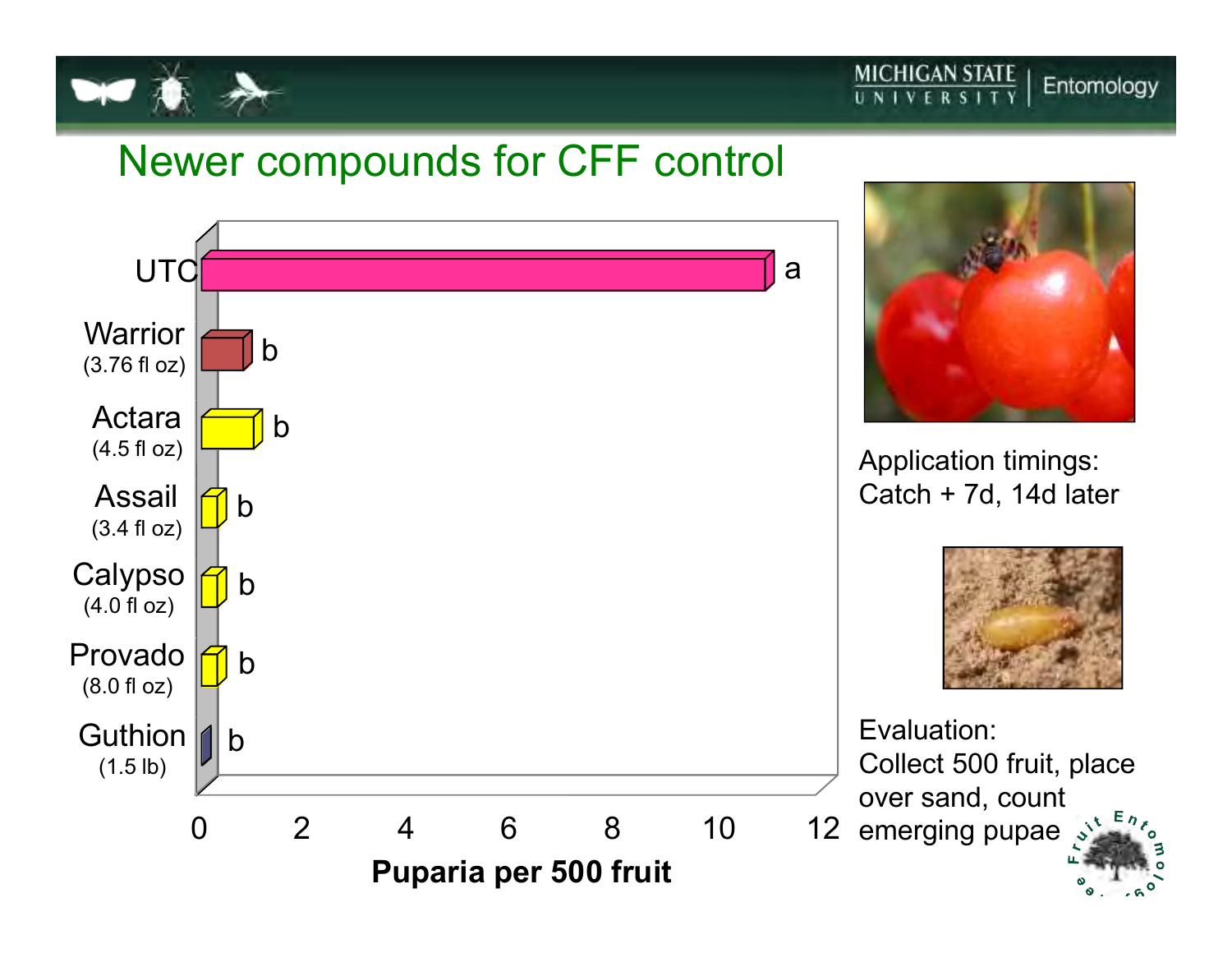# Newer compounds for CFF control

| Treatment | Puparia per 500 fruit | |
|---|---|---|
| UTC | ~11 | a |
| Warrior (3.76 fl oz) | ~0.8 | b |
| Actara (4.5 fl oz) | ~1 | b |
| Assail (3.4 fl oz) | ~0.3 | b |
| Calypso (4.0 fl oz) | ~0.3 | b |
| Provado (8.0 fl oz) | ~0.3 | b |
| Guthion (1.5 lb) | ~0.1 | b |

Puparia per 500 fruit

Application timings:
Catch + 7d, 14d later

Evaluation:
Collect 500 fruit, place over sand, count emerging pupae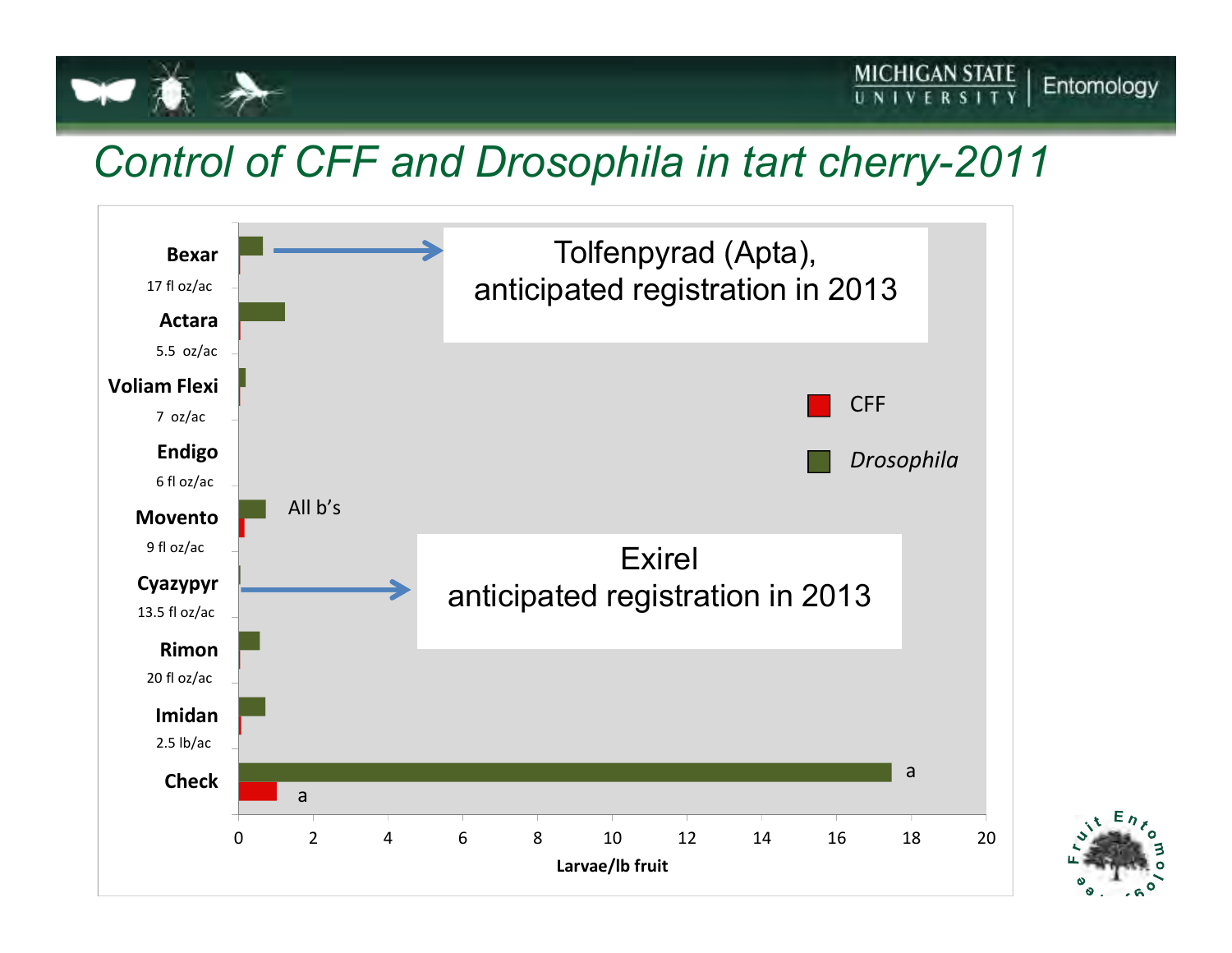# Control of CFF and Drosophila in tart cherry-2011

| Treatment | Rate |
|---|---|
| Bexar | 17 fl oz/ac |
| Actara | 5.5 oz/ac |
| Voliam Flexi | 7 oz/ac |
| Endigo | 6 fl oz/ac |
| Movento | 9 fl oz/ac |
| Cyazypyr | 13.5 fl oz/ac |
| Rimon | 20 fl oz/ac |
| Imidan | 2.5 lb/ac |
| Check | |

Legend: CFF; *Drosophila*

Larvae/lb fruit (axis 0–20)

Check: a (Drosophila), a (CFF)

All b's

Tolfenpyrad (Apta), anticipated registration in 2013

Exirel anticipated registration in 2013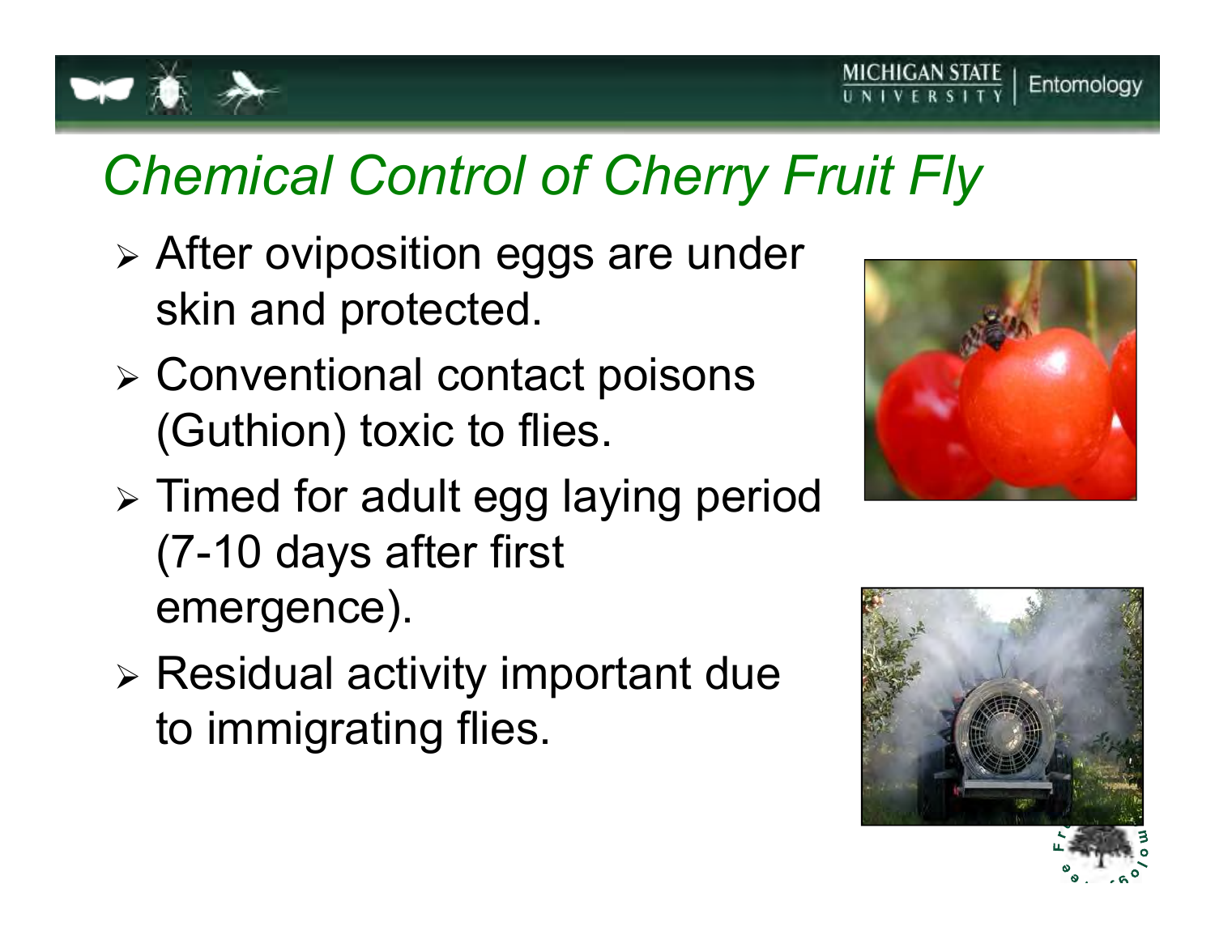# *Chemical Control of Cherry Fruit Fly*

- After oviposition eggs are under skin and protected.
- Conventional contact poisons (Guthion) toxic to flies.
- Timed for adult egg laying period (7-10 days after first emergence).
- Residual activity important due to immigrating flies.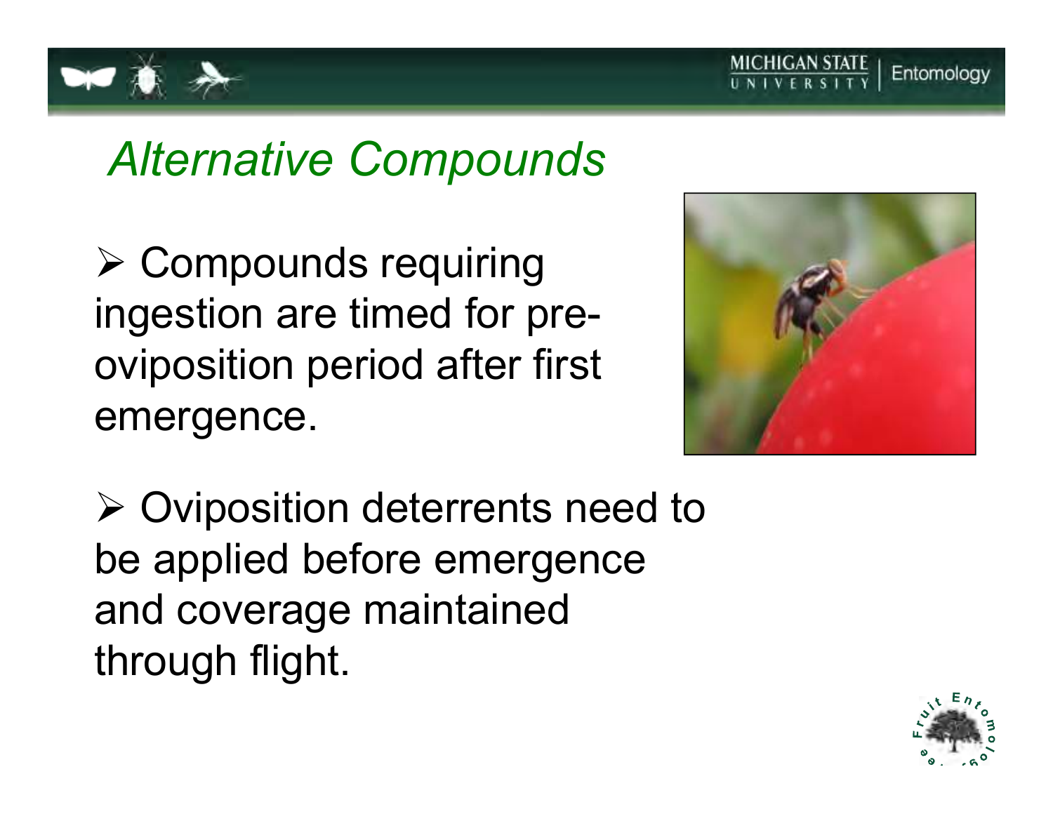# Alternative Compounds

- Compounds requiring ingestion are timed for pre-oviposition period after first emergence.

- Oviposition deterrents need to be applied before emergence and coverage maintained through flight.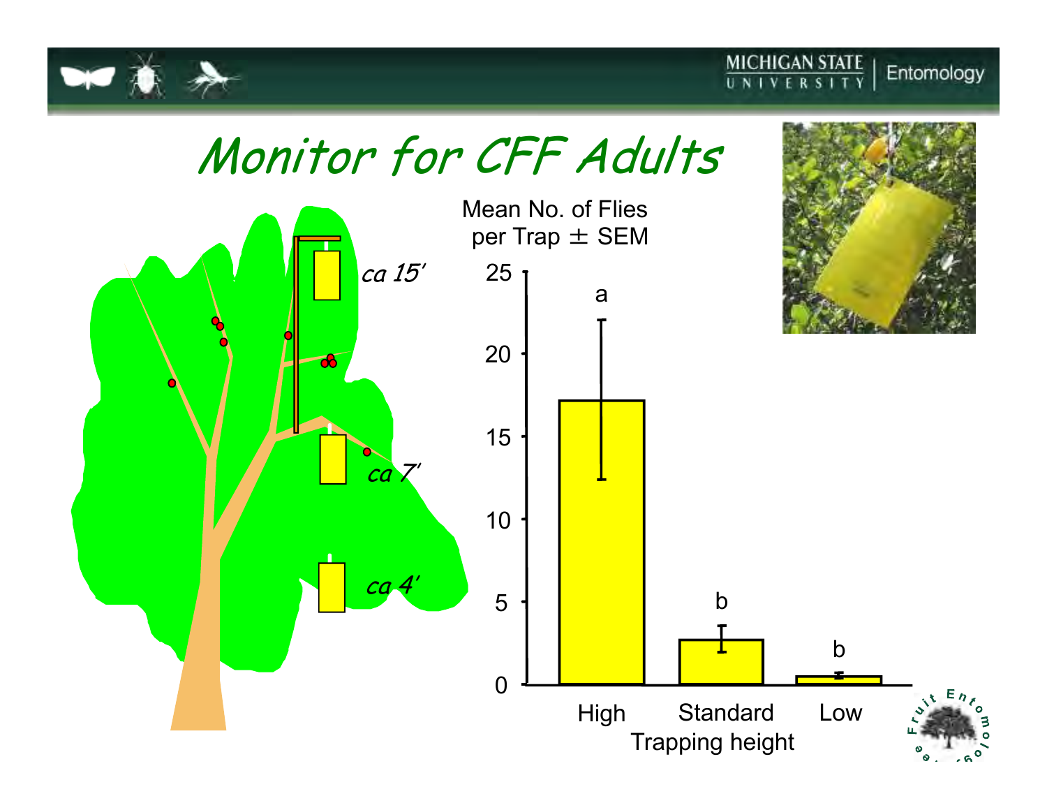# Monitor for CFF Adults

ca 15'

ca 7'

ca 4'

Mean No. of Flies per Trap ± SEM

| Trapping height | Mean No. of Flies per Trap | Significance |
|---|---|---|
| High | ~17 | a |
| Standard | ~2.7 | b |
| Low | ~0.5 | b |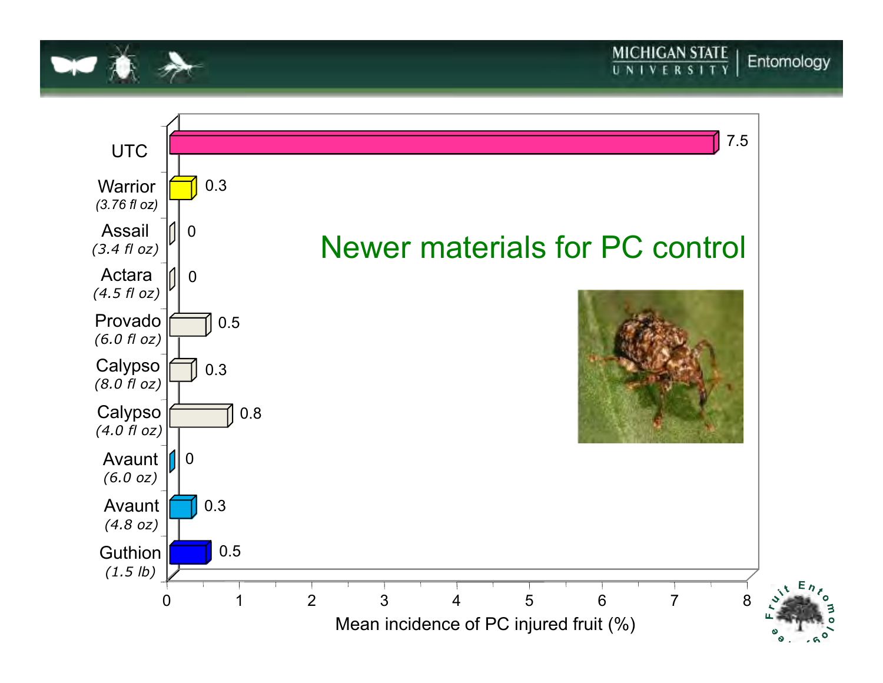# Newer materials for PC control

| Treatment | Mean incidence of PC injured fruit (%) |
| --- | --- |
| UTC | 7.5 |
| Warrior (3.76 fl oz) | 0.3 |
| Assail (3.4 fl oz) | 0 |
| Actara (4.5 fl oz) | 0 |
| Provado (6.0 fl oz) | 0.5 |
| Calypso (8.0 fl oz) | 0.3 |
| Calypso (4.0 fl oz) | 0.8 |
| Avaunt (6.0 oz) | 0 |
| Avaunt (4.8 oz) | 0.3 |
| Guthion (1.5 lb) | 0.5 |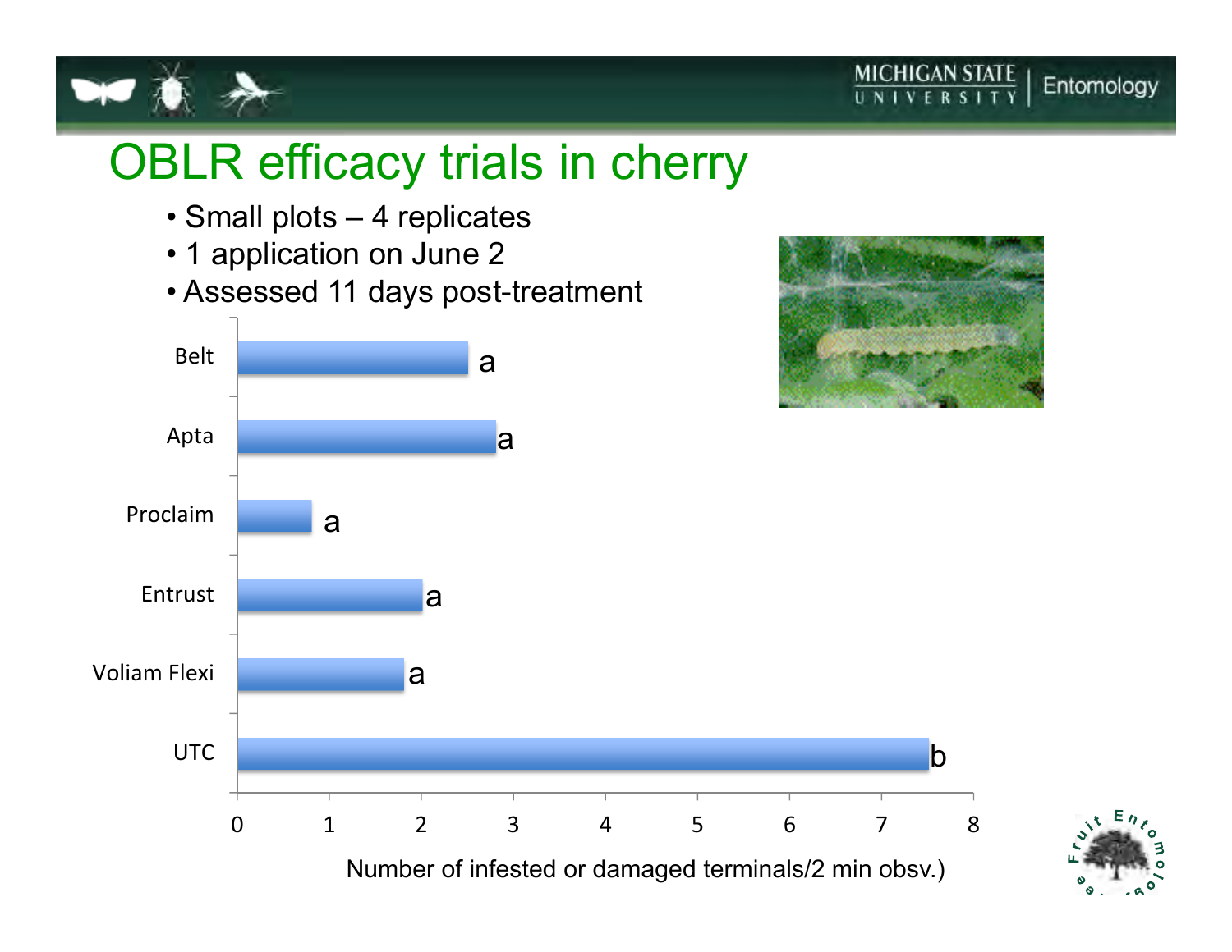# OBLR efficacy trials in cherry

- Small plots – 4 replicates
- 1 application on June 2
- Assessed 11 days post-treatment

| Treatment | Number of infested or damaged terminals/2 min obsv.) | |
|---|---|---|
| Belt | ~2.5 | a |
| Apta | ~2.8 | a |
| Proclaim | ~0.8 | a |
| Entrust | ~2.0 | a |
| Voliam Flexi | ~1.8 | a |
| UTC | ~7.5 | b |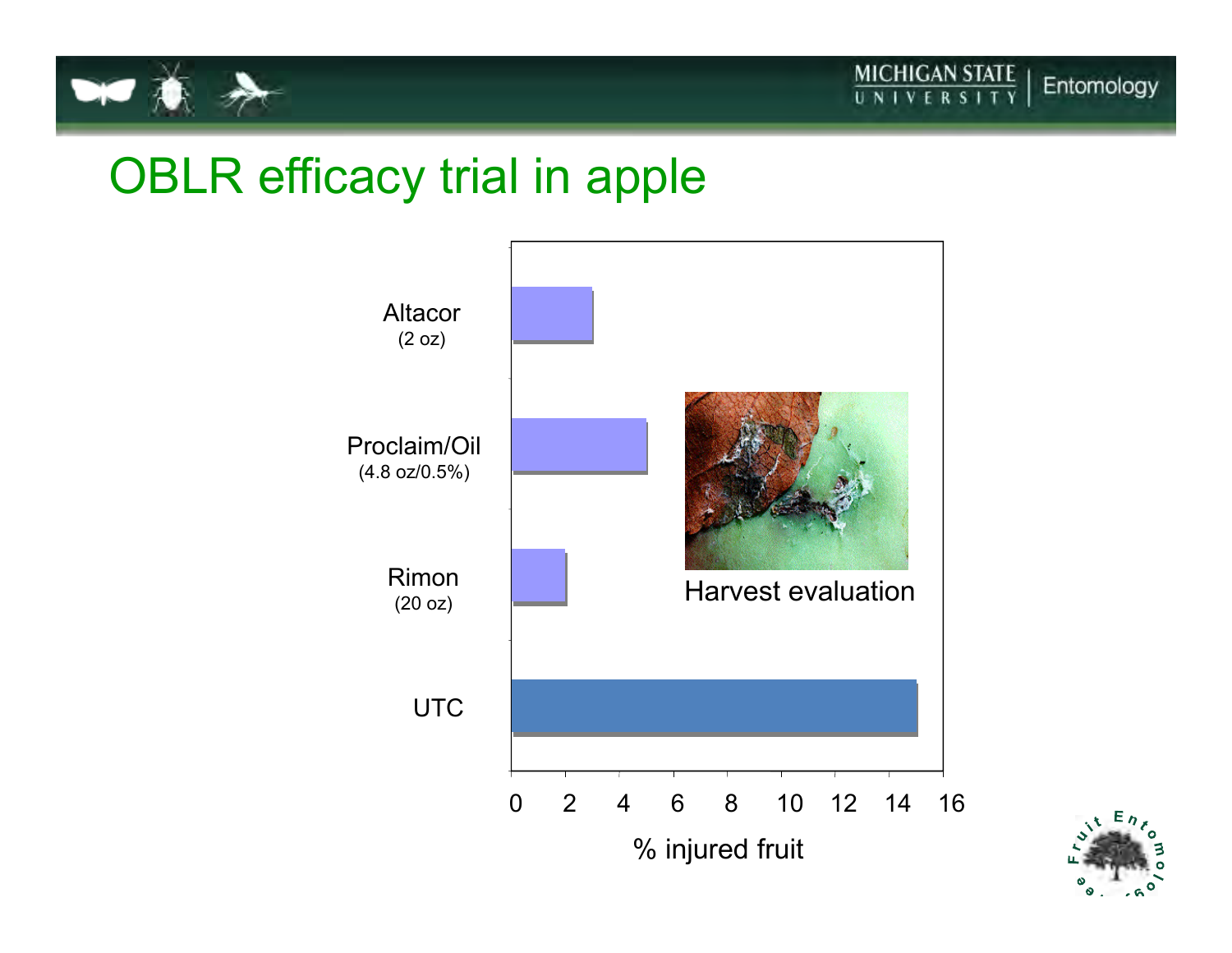# OBLR efficacy trial in apple

Altacor (2 oz)

Proclaim/Oil (4.8 oz/0.5%)

Rimon (20 oz)

UTC

0 2 4 6 8 10 12 14 16

% injured fruit

Harvest evaluation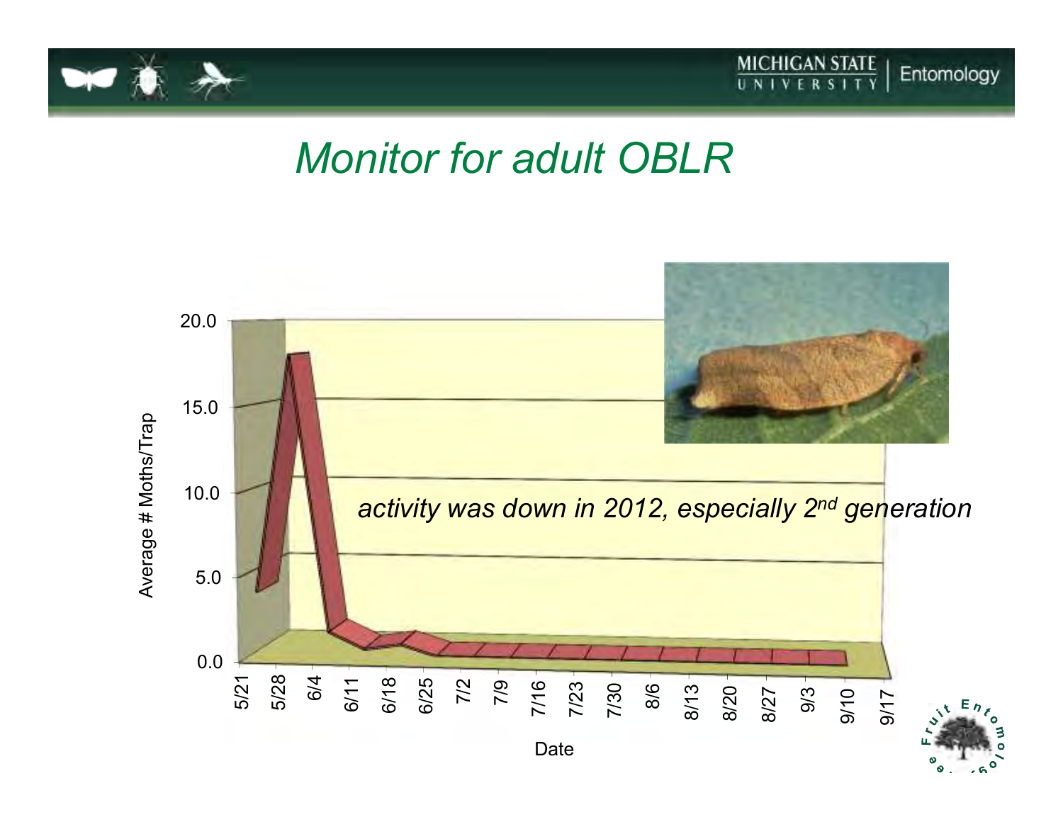# *Monitor for adult OBLR*

Average # Moths/Trap

20.0
15.0
10.0
5.0
0.0

5/21 5/28 6/4 6/11 6/18 6/25 7/2 7/9 7/16 7/23 7/30 8/6 8/13 8/20 8/27 9/3 9/10 9/17

Date

*activity was down in 2012, especially 2nd generation*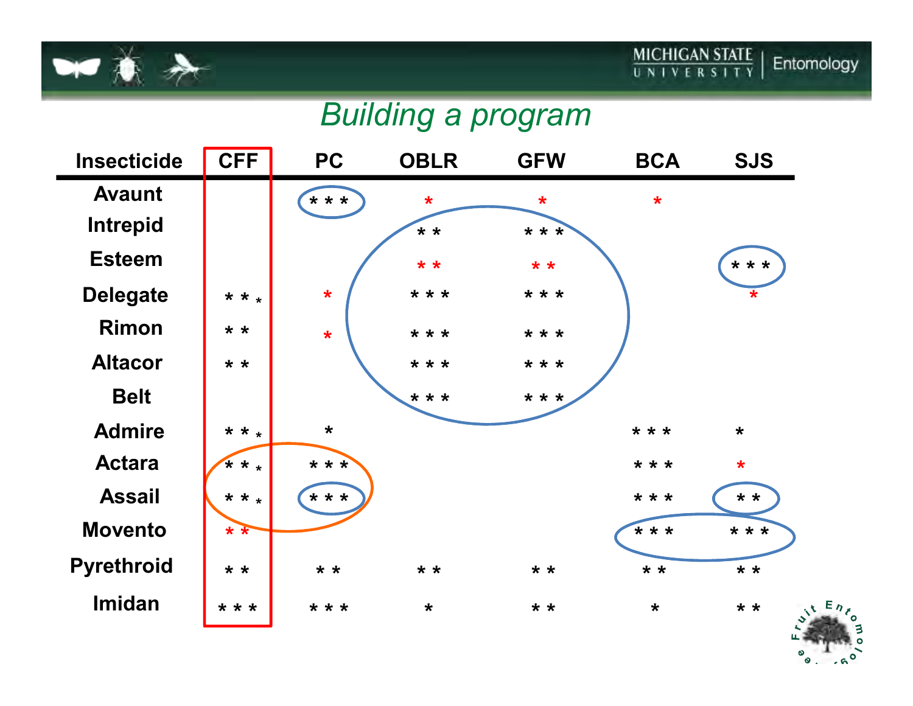# Building a program

| Insecticide | CFF | PC | OBLR | GFW | BCA | SJS |
|---|---|---|---|---|---|---|
| Avaunt | | * * * | * | * | * | |
| Intrepid | | | * * | * * * | | |
| Esteem | | | * * | * * | | * * * |
| Delegate | * * * | * | * * * | * * * | | * |
| Rimon | * * | * | * * * | * * * | | |
| Altacor | * * | | * * * | * * * | | |
| Belt | | | * * * | * * * | | |
| Admire | * * * | * | | | * * * | * |
| Actara | * * * | * * * | | | * * * | * |
| Assail | * * * | * * * | | | * * * | * * |
| Movento | * * | | | | * * * | * * * |
| Pyrethroid | * * | * * | * * | * * | * * | * * |
| Imidan | * * * | * * * | * | * * | * | * * |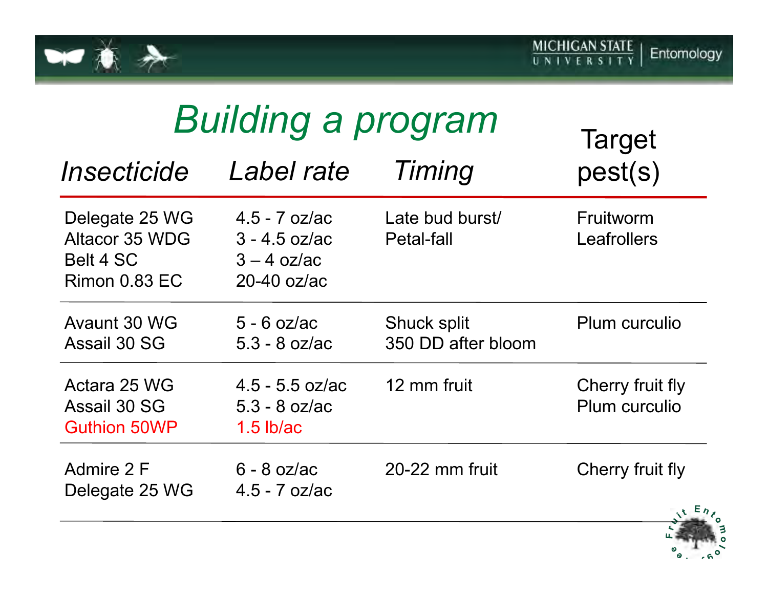# Building a program

| *Insecticide* | *Label rate* | *Timing* | Target pest(s) |
|---|---|---|---|
| Delegate 25 WG<br>Altacor 35 WDG<br>Belt 4 SC<br>Rimon 0.83 EC | 4.5 - 7 oz/ac<br>3 - 4.5 oz/ac<br>3 – 4 oz/ac<br>20-40 oz/ac | Late bud burst/<br>Petal-fall | Fruitworm<br>Leafrollers |
| Avaunt 30 WG<br>Assail 30 SG | 5 - 6 oz/ac<br>5.3 - 8 oz/ac | Shuck split<br>350 DD after bloom | Plum curculio |
| Actara 25 WG<br>Assail 30 SG<br>Guthion 50WP | 4.5 - 5.5 oz/ac<br>5.3 - 8 oz/ac<br>1.5 lb/ac | 12 mm fruit | Cherry fruit fly<br>Plum curculio |
| Admire 2 F<br>Delegate 25 WG | 6 - 8 oz/ac<br>4.5 - 7 oz/ac | 20-22 mm fruit | Cherry fruit fly |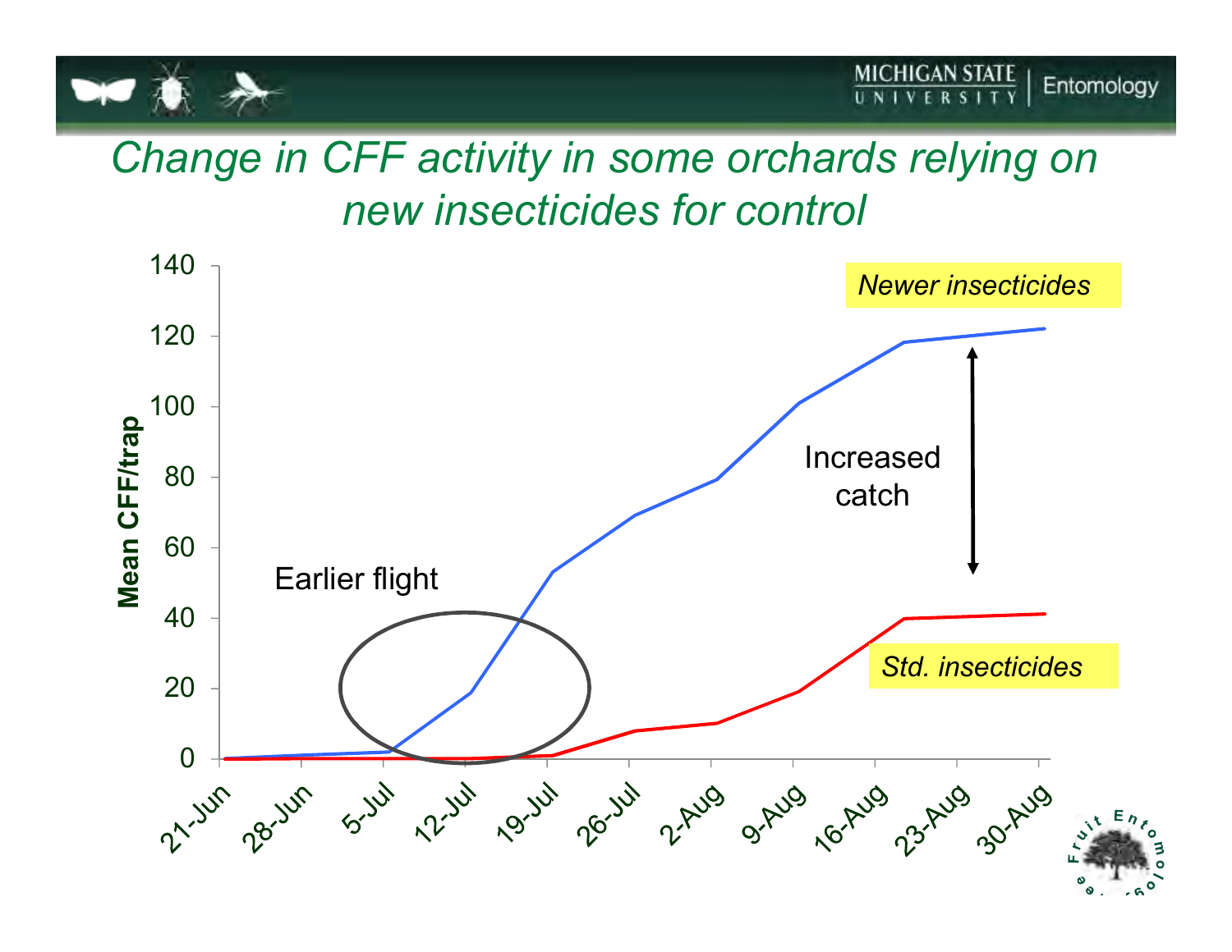# *Change in CFF activity in some orchards relying on new insecticides for control*

*Newer insecticides*

Increased catch

Earlier flight

*Std. insecticides*

Mean CFF/trap

140
120
100
80
60
40
20
0

21-Jun 28-Jun 5-Jul 12-Jul 19-Jul 26-Jul 2-Aug 9-Aug 16-Aug 23-Aug 30-Aug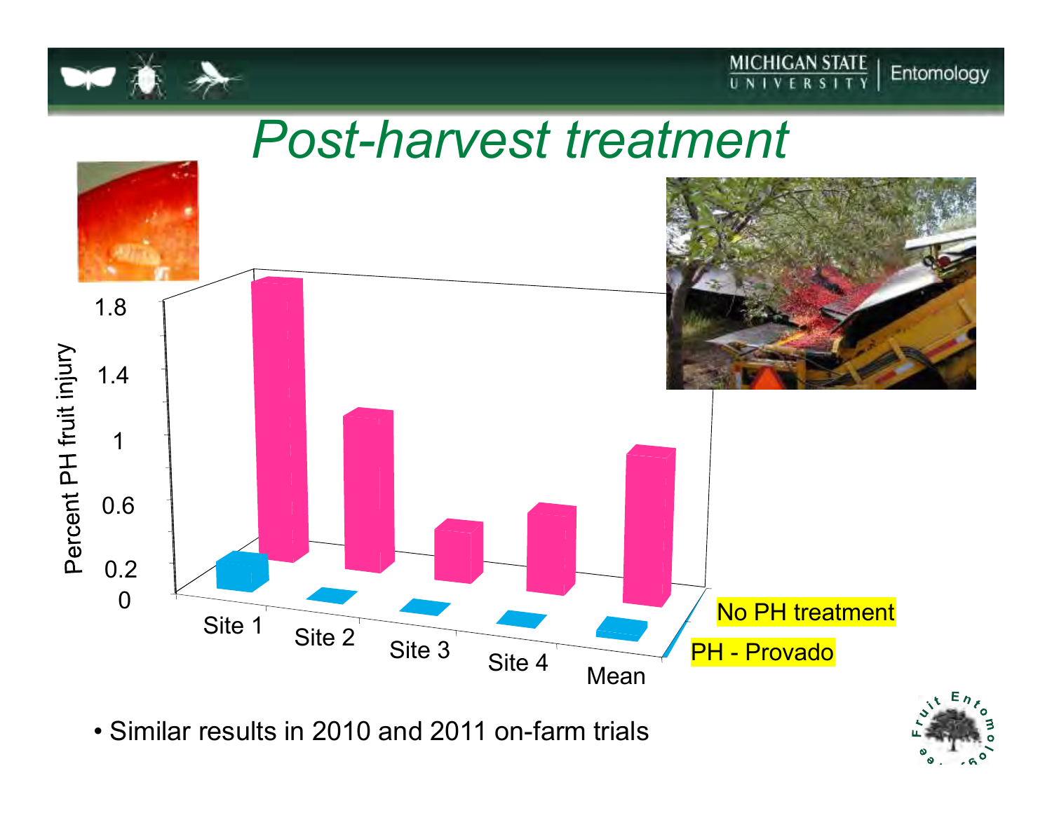# Post-harvest treatment

Percent PH fruit injury

1.8
1.4
1
0.6
0.2
0

Site 1 | Site 2 | Site 3 | Site 4 | Mean

No PH treatment

PH - Provado

- Similar results in 2010 and 2011 on-farm trials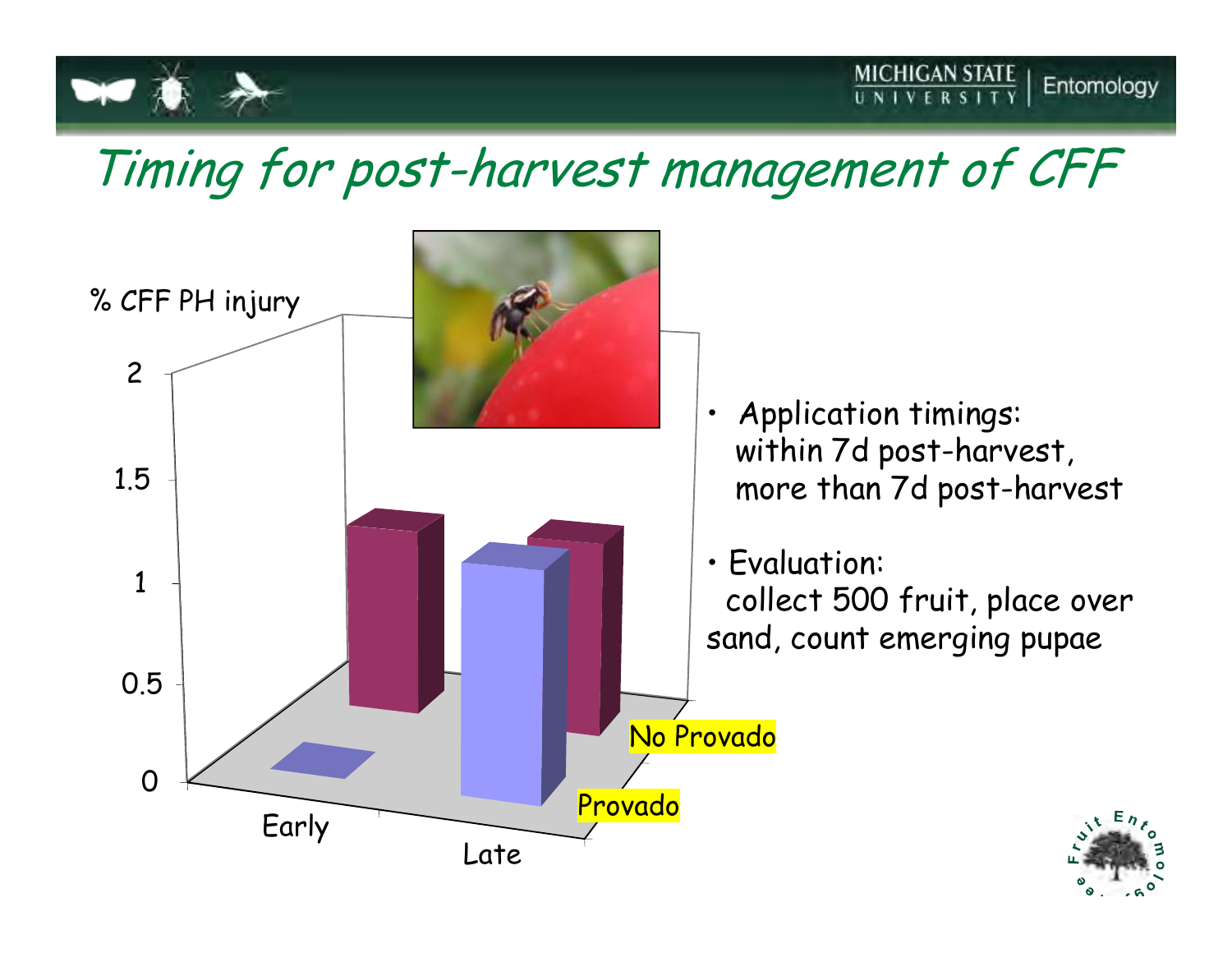# Timing for post-harvest management of CFF

% CFF PH injury

- Application timings: within 7d post-harvest, more than 7d post-harvest

- Evaluation: collect 500 fruit, place over sand, count emerging pupae

| | Early | Late |
|---|---|---|
| No Provado | ~1.25 | ~1.2 |
| Provado | 0 | ~1.1 |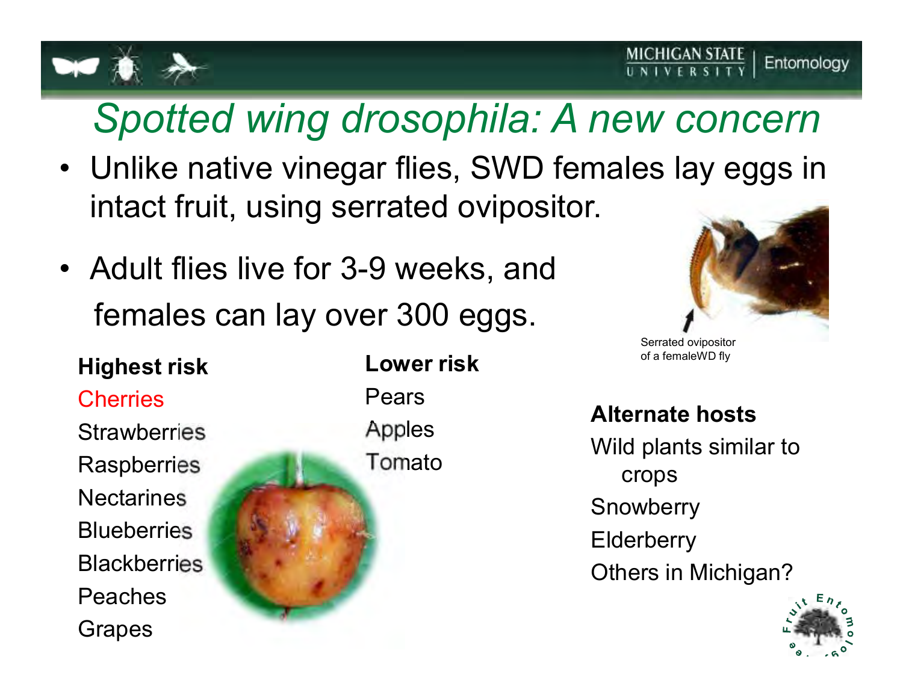# Spotted wing drosophila: A new concern

- Unlike native vinegar flies, SWD females lay eggs in intact fruit, using serrated ovipositor.
- Adult flies live for 3-9 weeks, and females can lay over 300 eggs.

Serrated ovipositor of a femaleWD fly

**Highest risk**

Cherries
Strawberries
Raspberries
Nectarines
Blueberries
Blackberries
Peaches
Grapes

**Lower risk**

Pears
Apples
Tomato

**Alternate hosts**

Wild plants similar to crops
Snowberry
Elderberry
Others in Michigan?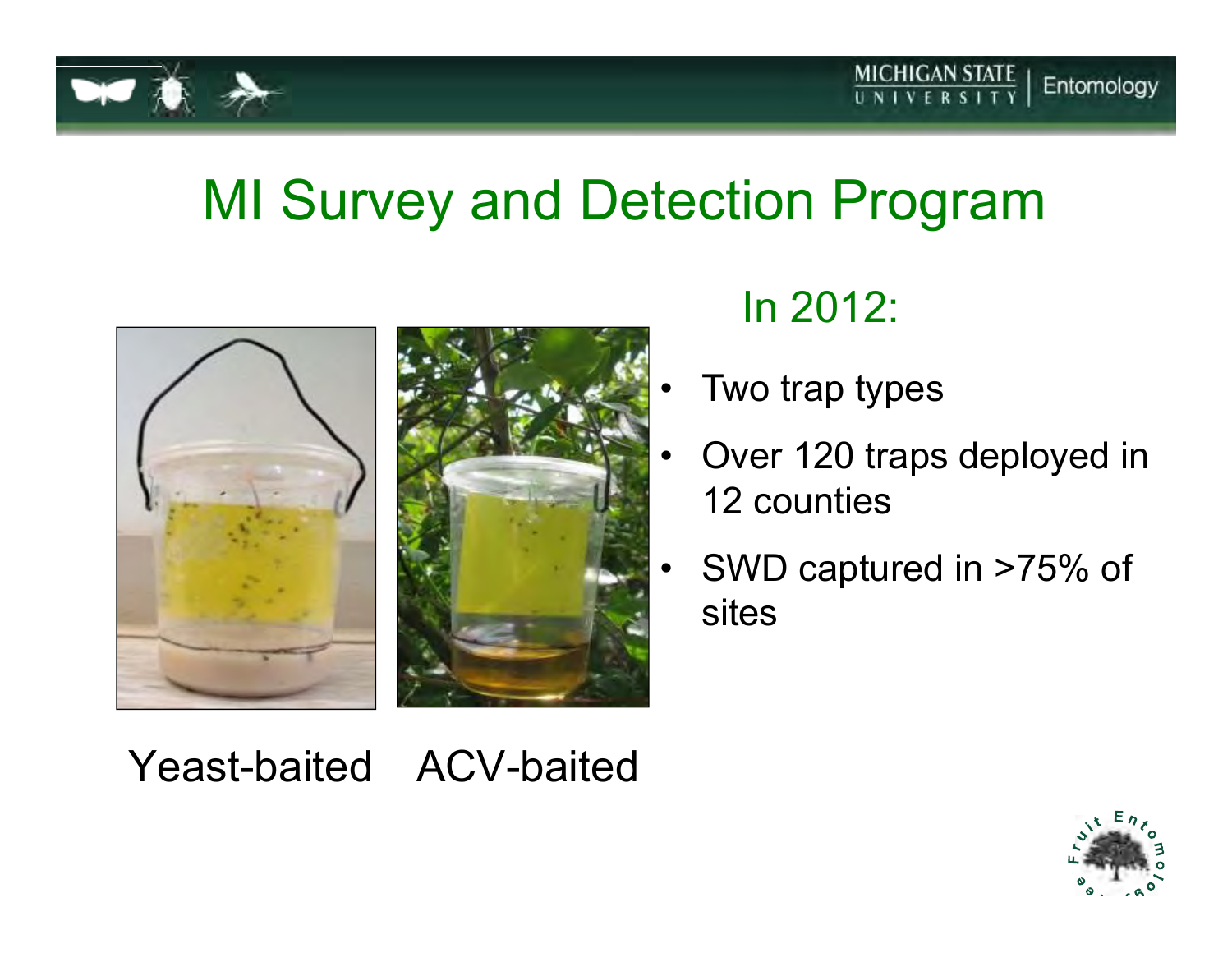# MI Survey and Detection Program

In 2012:

- Two trap types
- Over 120 traps deployed in 12 counties
- SWD captured in >75% of sites

Yeast-baited ACV-baited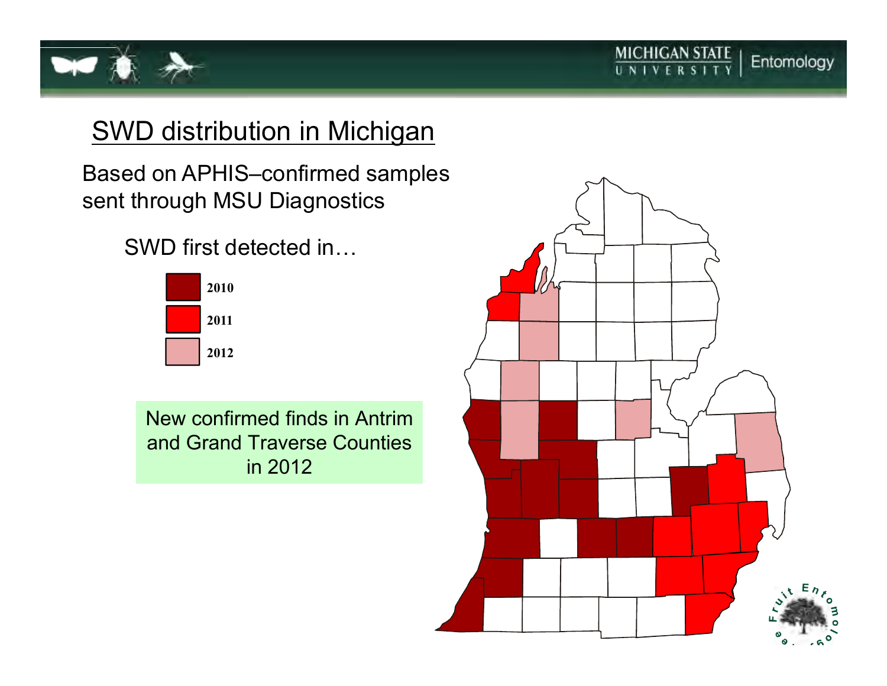## SWD distribution in Michigan

Based on APHIS–confirmed samples sent through MSU Diagnostics

SWD first detected in…

- 2010
- 2011
- 2012

New confirmed finds in Antrim and Grand Traverse Counties in 2012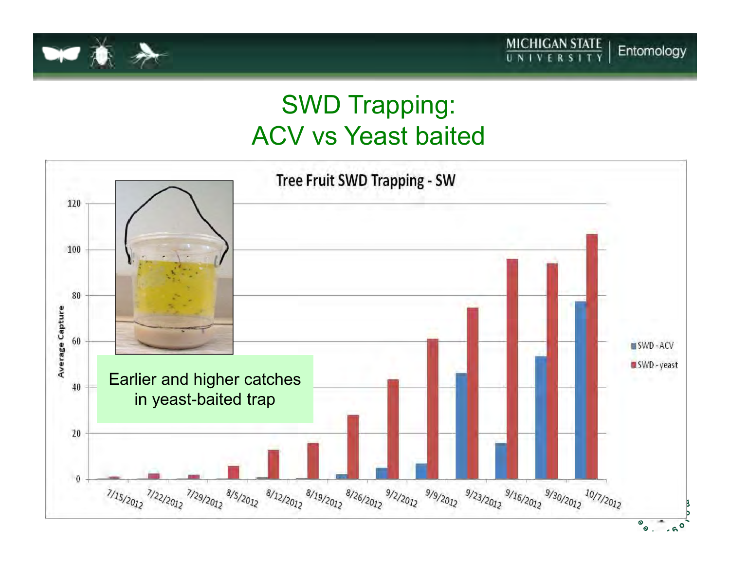# SWD Trapping: ACV vs Yeast baited

**Tree Fruit SWD Trapping - SW**

Earlier and higher catches in yeast-baited trap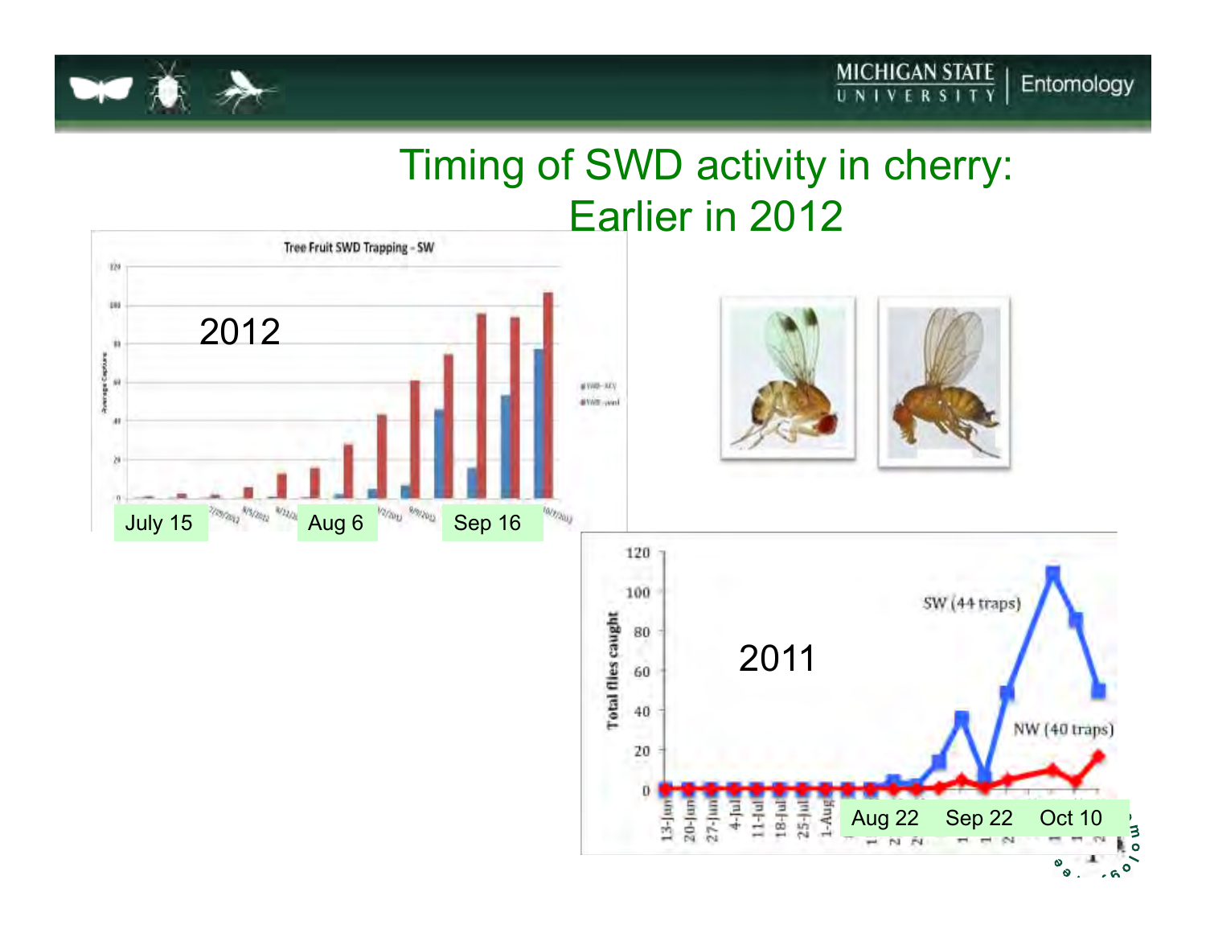# Timing of SWD activity in cherry: Earlier in 2012

**Tree Fruit SWD Trapping - SW**

2012

July 15 | Aug 6 | Sep 16

2011

SW (44 traps)

NW (40 traps)

Total flies caught

Aug 22 | Sep 22 | Oct 10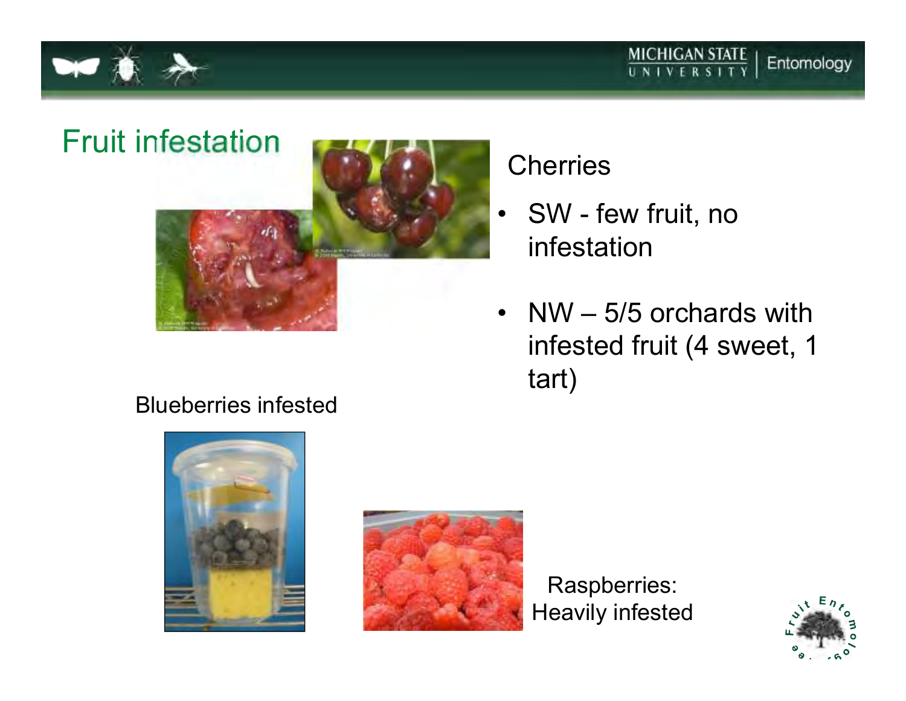## Fruit infestation

Cherries

- SW - few fruit, no infestation
- NW – 5/5 orchards with infested fruit (4 sweet, 1 tart)

Blueberries infested

Raspberries: Heavily infested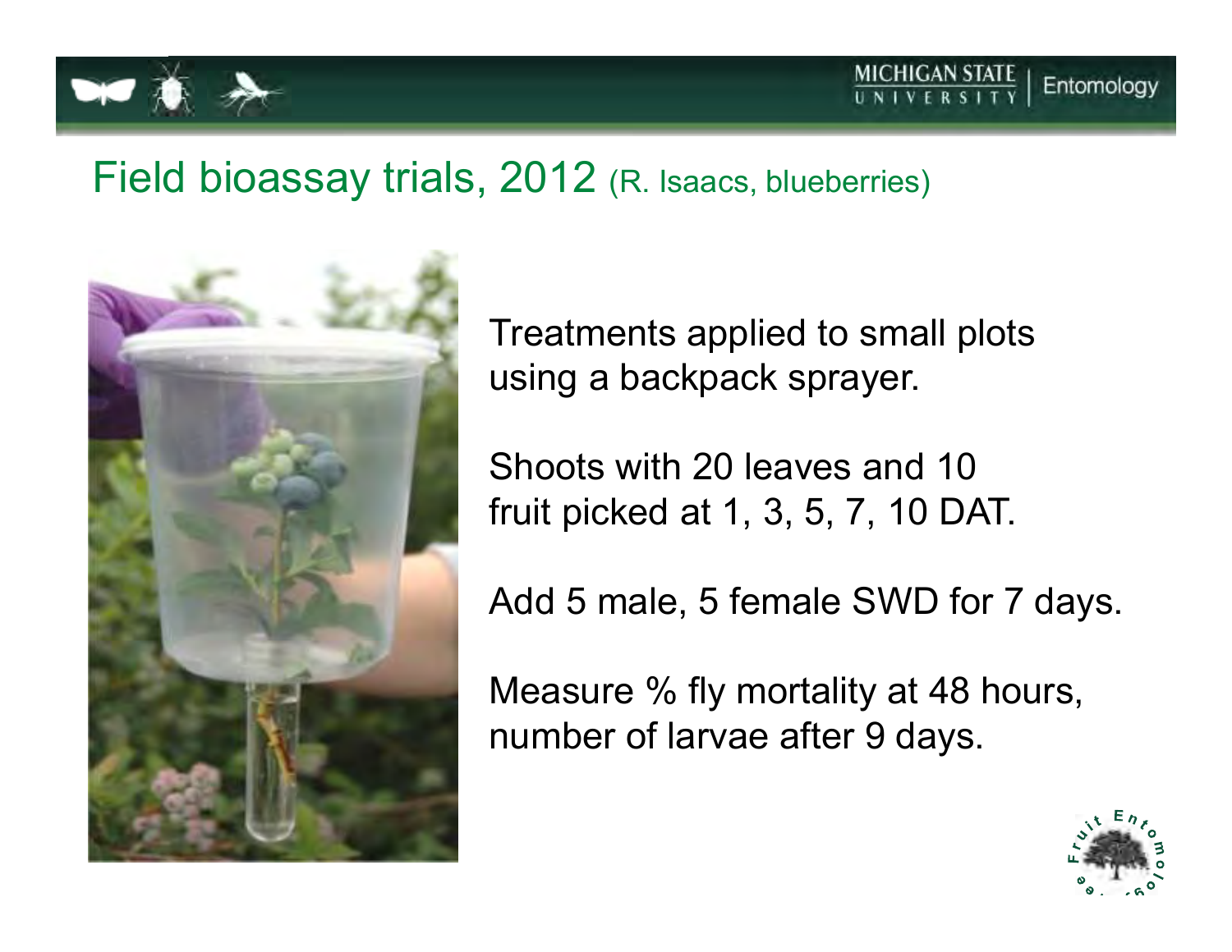# Field bioassay trials, 2012 (R. Isaacs, blueberries)

Treatments applied to small plots using a backpack sprayer.

Shoots with 20 leaves and 10 fruit picked at 1, 3, 5, 7, 10 DAT.

Add 5 male, 5 female SWD for 7 days.

Measure % fly mortality at 48 hours, number of larvae after 9 days.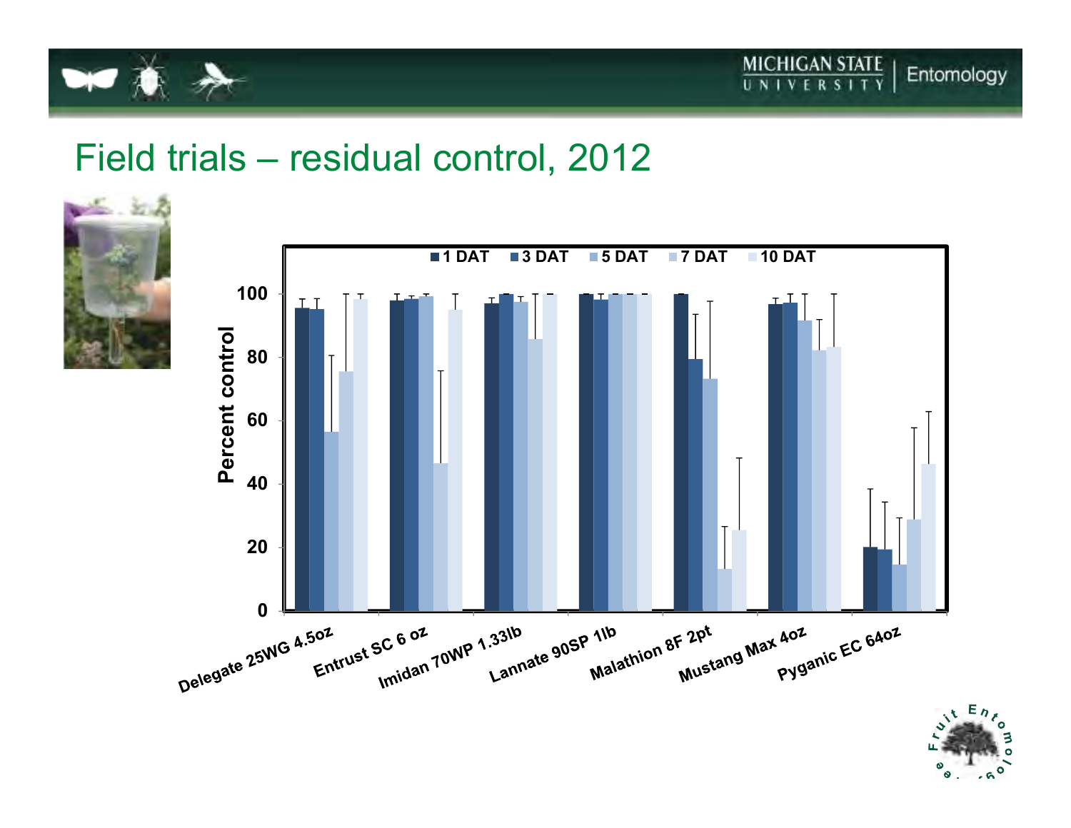# Field trials – residual control, 2012

Percent control

1 DAT | 3 DAT | 5 DAT | 7 DAT | 10 DAT

0, 20, 40, 60, 80, 100

Delegate 25WG 4.5oz | Entrust SC 6 oz | Imidan 70WP 1.33lb | Lannate 90SP 1lb | Malathion 8F 2pt | Mustang Max 4oz | Pyganic EC 64oz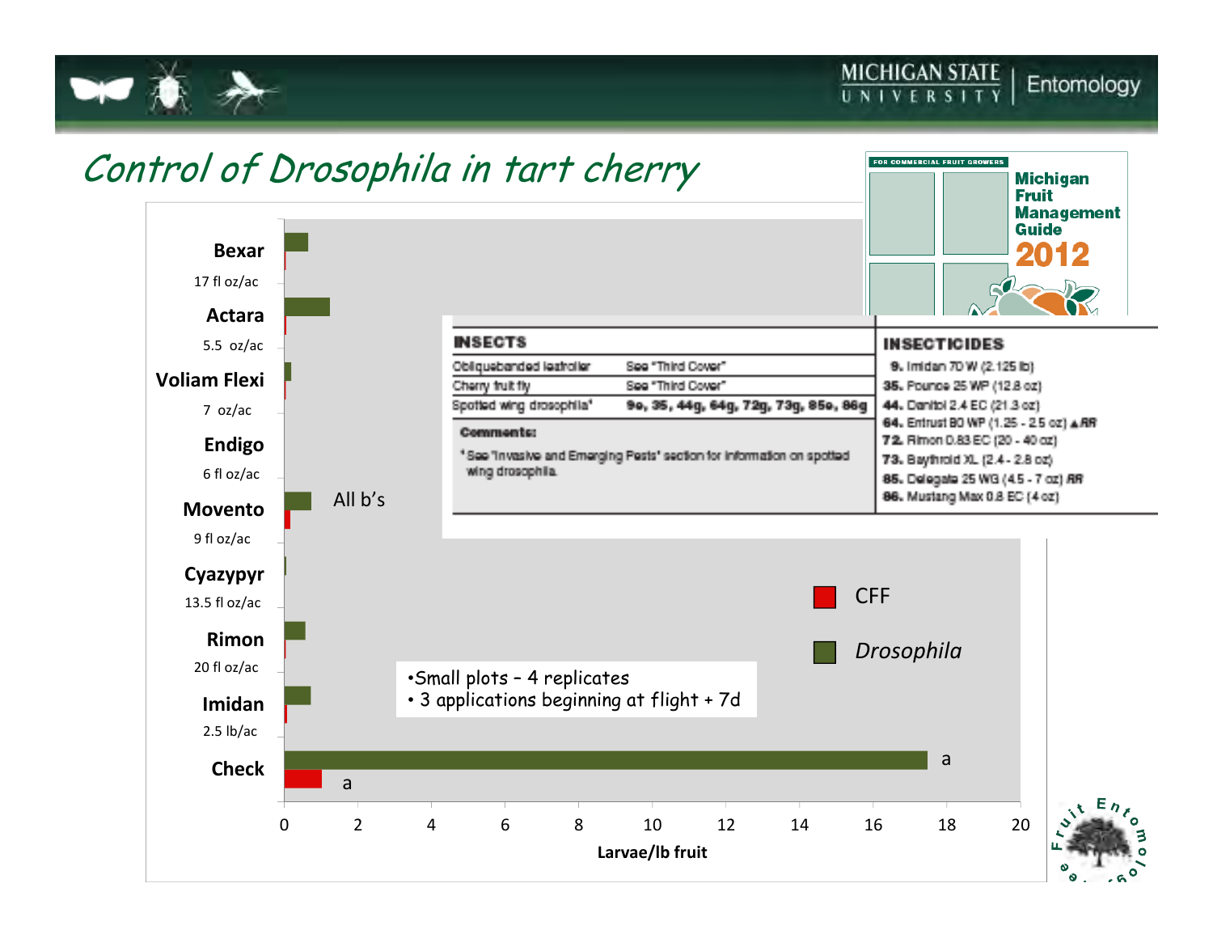# Control of Drosophila in tart cherry

Bexar
17 fl oz/ac

Actara
5.5 oz/ac

Voliam Flexi
7 oz/ac

Endigo
6 fl oz/ac

Movento
9 fl oz/ac

Cyazypyr
13.5 fl oz/ac

Rimon
20 fl oz/ac

Imidan
2.5 lb/ac

Check

All b's

a

a

CFF

*Drosophila*

Larvae/lb fruit

0 2 4 6 8 10 12 14 16 18 20

- Small plots – 4 replicates
- 3 applications beginning at flight + 7d

FOR COMMERCIAL FRUIT GROWERS

Michigan Fruit Management Guide 2012

| INSECTS | | INSECTICIDES |
|---|---|---|
| Obliquebanded leafroller | See "Third Cover" | 9. Imidan 70 W (2.125 lb) |
| Cherry fruit fly | See "Third Cover" | 35. Pounce 25 WP (12.8 oz) |
| Spotted wing drosophila[1] | 9e, 35, 44g, 64g, 72g, 73g, 85e, 86g | 44. Danitol 2.4 EC (21.3 oz) |
| | | 64. Entrust 80 WP (1.25 - 2.5 oz) ▲RR |
| | | 72. Rimon 0.83 EC (20 - 40 oz) |
| | | 73. Baythroid XL (2.4 - 2.8 oz) |
| | | 85. Delegate 25 WG (4.5 - 7 oz) RR |
| | | 86. Mustang Max 0.8 EC (4 oz) |

Comments:

[1] See "Invasive and Emerging Pests" section for information on spotted wing drosophila.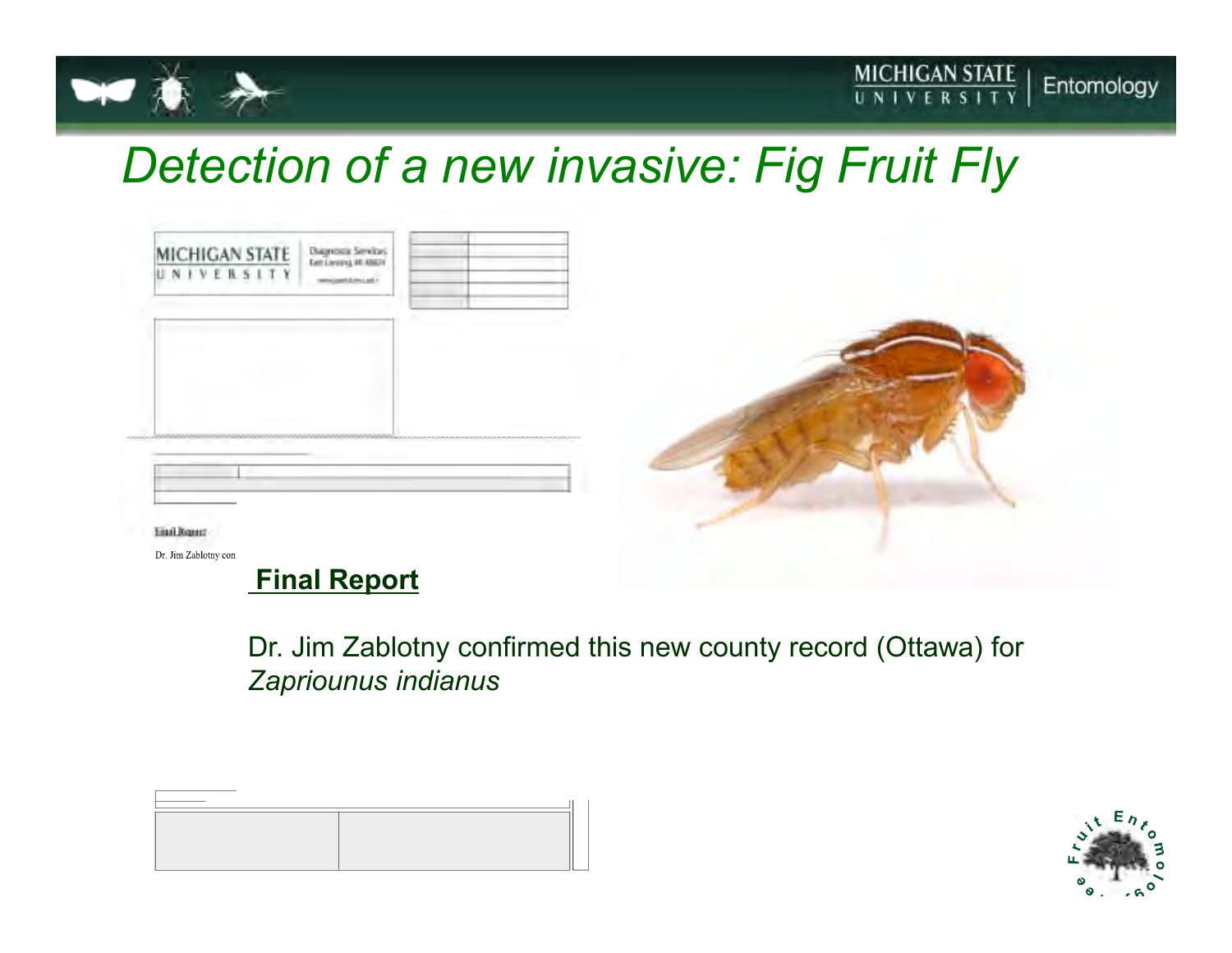# Detection of a new invasive: Fig Fruit Fly

**Final Report**

Dr. Jim Zablotny confirmed this new county record (Ottawa) for *Zaprionus indianus*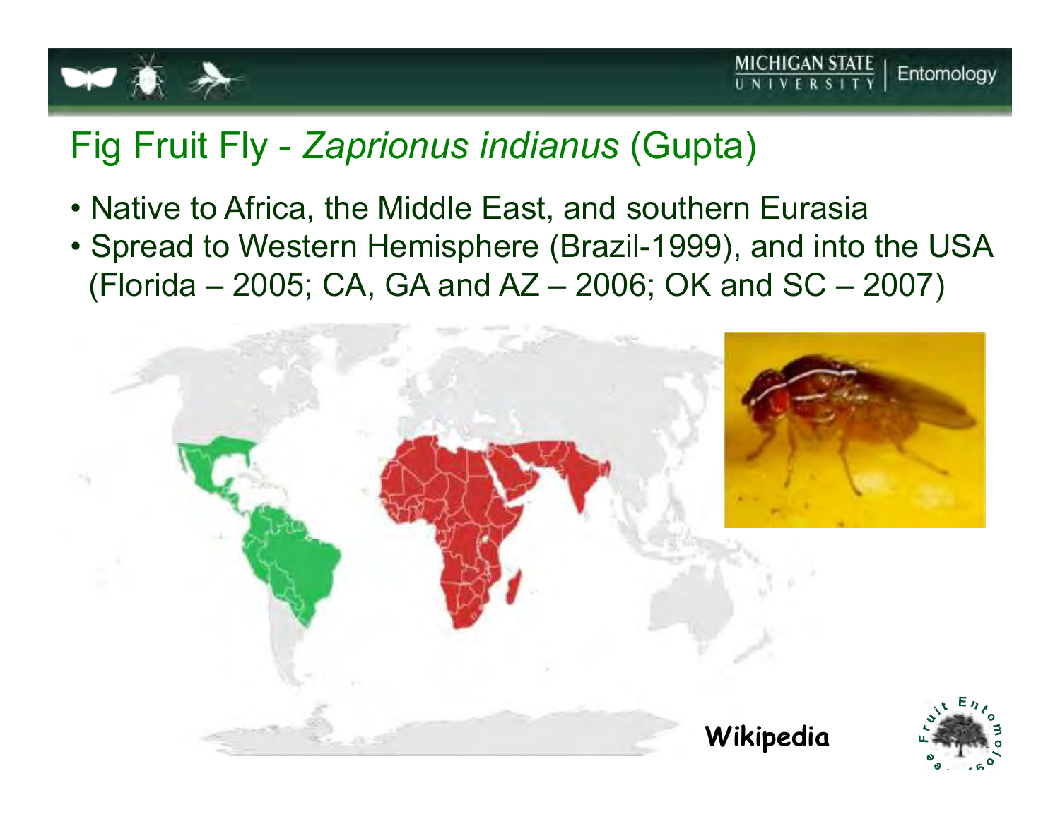# Fig Fruit Fly - *Zaprionus indianus* (Gupta)

- Native to Africa, the Middle East, and southern Eurasia
- Spread to Western Hemisphere (Brazil-1999), and into the USA (Florida – 2005; CA, GA and AZ – 2006; OK and SC – 2007)

**Wikipedia**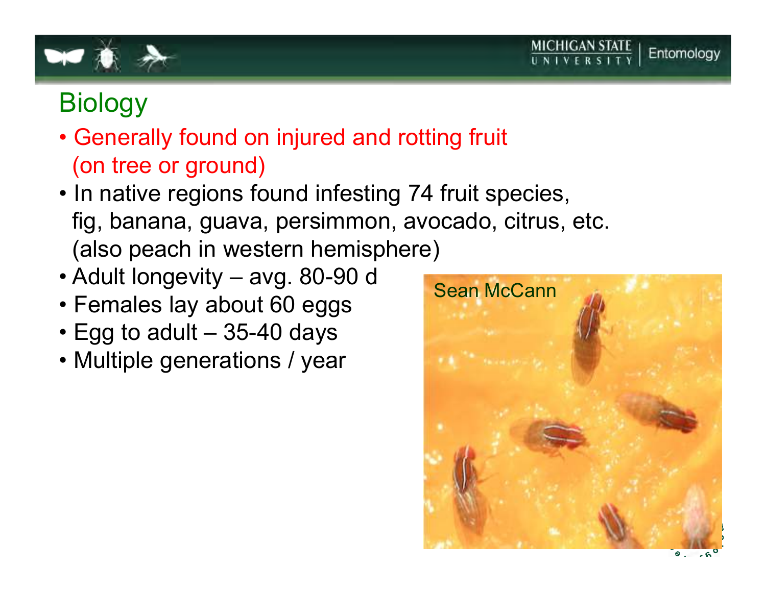## Biology

- Generally found on injured and rotting fruit (on tree or ground)
- In native regions found infesting 74 fruit species, fig, banana, guava, persimmon, avocado, citrus, etc. (also peach in western hemisphere)
- Adult longevity – avg. 80-90 d
- Females lay about 60 eggs
- Egg to adult – 35-40 days
- Multiple generations / year

Sean McCann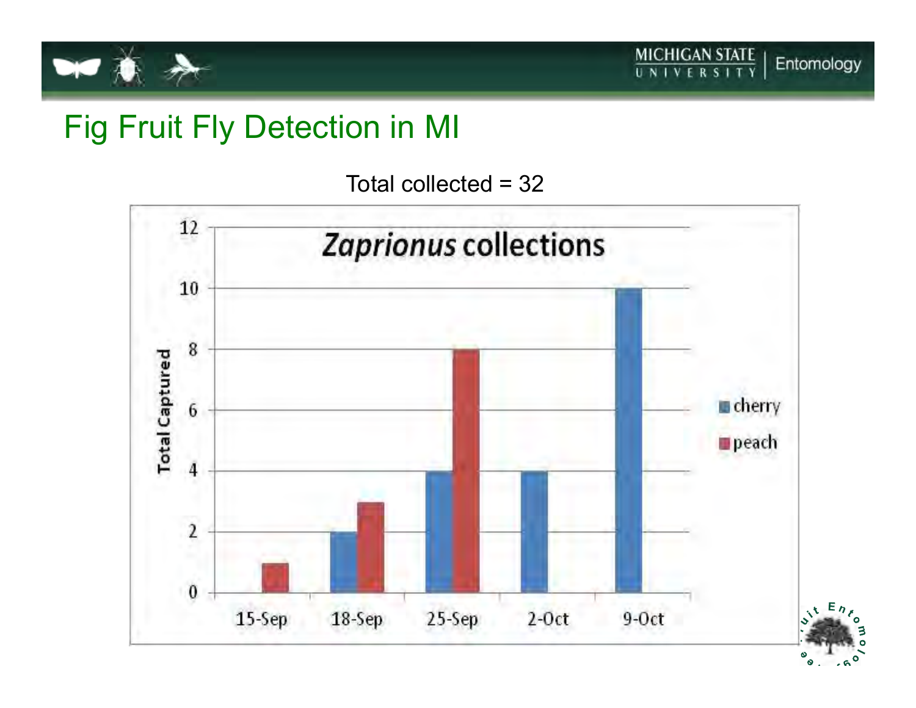# Fig Fruit Fly Detection in MI

Total collected = 32

## *Zaprionus* collections

| Date | cherry | peach |
|---|---|---|
| 15-Sep | | 1 |
| 18-Sep | 2 | 3 |
| 25-Sep | 4 | 8 |
| 2-Oct | 4 | |
| 9-Oct | 10 | |

Total Captured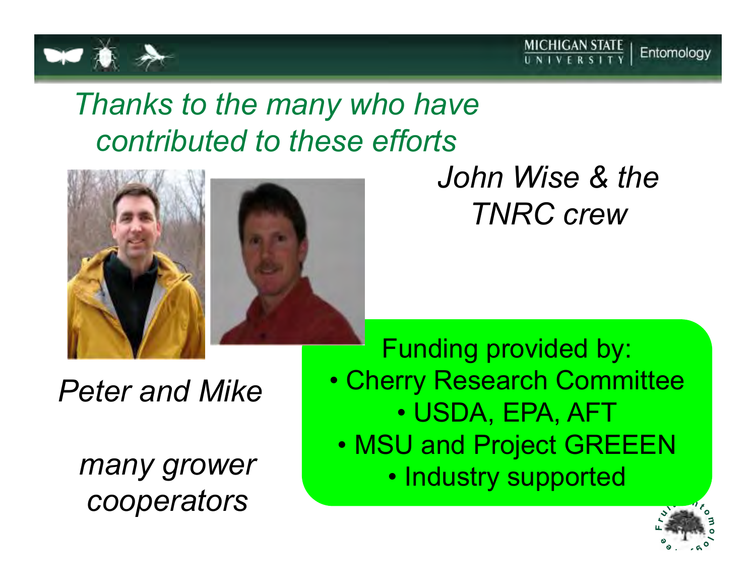*Thanks to the many who have contributed to these efforts*

*John Wise & the TNRC crew*

*Peter and Mike*

*many grower cooperators*

Funding provided by:

- Cherry Research Committee
- USDA, EPA, AFT
- MSU and Project GREEEN
- Industry supported